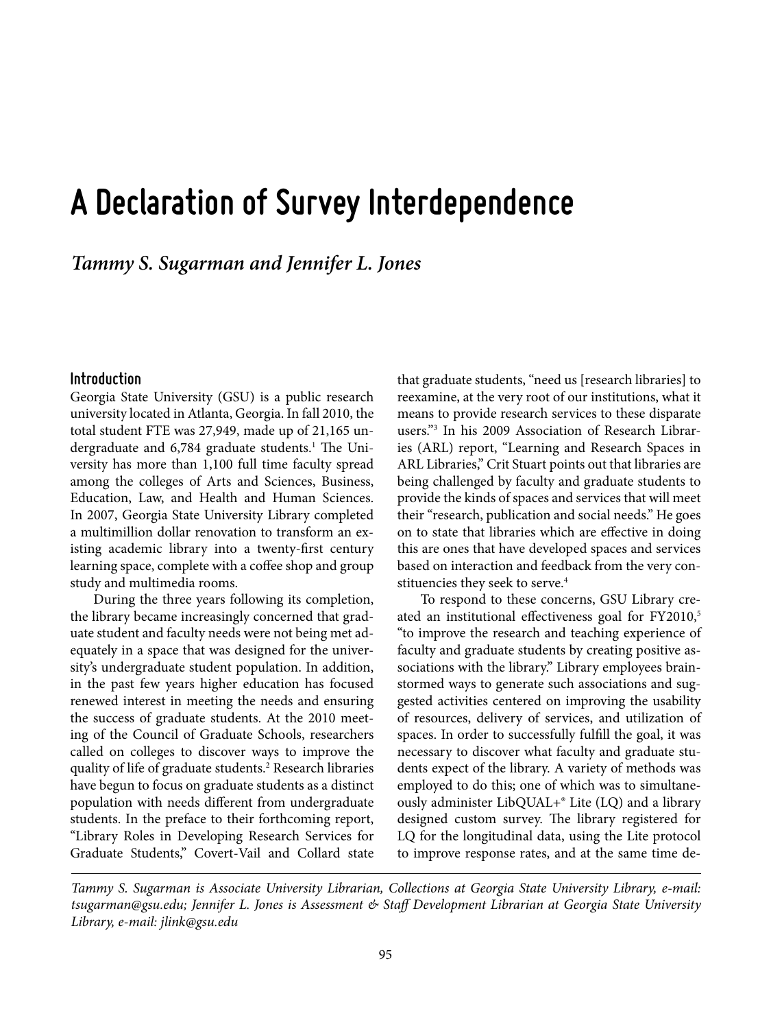# A Declaration of Survey Interdependence

*Tammy S. Sugarman and Jennifer L. Jones*

## Introduction

Georgia State University (GSU) is a public research university located in Atlanta, Georgia. In fall 2010, the total student FTE was 27,949, made up of 21,165 undergraduate and 6,784 graduate students.[1] The University has more than 1,100 full time faculty spread among the colleges of Arts and Sciences, Business, Education, Law, and Health and Human Sciences. In 2007, Georgia State University Library completed a multimillion dollar renovation to transform an existing academic library into a twenty-first century learning space, complete with a coffee shop and group study and multimedia rooms.

During the three years following its completion, the library became increasingly concerned that graduate student and faculty needs were not being met adequately in a space that was designed for the university's undergraduate student population. In addition, in the past few years higher education has focused renewed interest in meeting the needs and ensuring the success of graduate students. At the 2010 meeting of the Council of Graduate Schools, researchers called on colleges to discover ways to improve the quality of life of graduate students.[2] Research libraries have begun to focus on graduate students as a distinct population with needs different from undergraduate students. In the preface to their forthcoming report, "Library Roles in Developing Research Services for Graduate Students," Covert-Vail and Collard state that graduate students, "need us [research libraries] to reexamine, at the very root of our institutions, what it means to provide research services to these disparate users."[3] In his 2009 Association of Research Libraries (ARL) report, "Learning and Research Spaces in ARL Libraries," Crit Stuart points out that libraries are being challenged by faculty and graduate students to provide the kinds of spaces and services that will meet their "research, publication and social needs." He goes on to state that libraries which are effective in doing this are ones that have developed spaces and services based on interaction and feedback from the very constituencies they seek to serve.[4]

To respond to these concerns, GSU Library created an institutional effectiveness goal for FY2010,[5] "to improve the research and teaching experience of faculty and graduate students by creating positive associations with the library." Library employees brainstormed ways to generate such associations and suggested activities centered on improving the usability of resources, delivery of services, and utilization of spaces. In order to successfully fulfill the goal, it was necessary to discover what faculty and graduate students expect of the library. A variety of methods was employed to do this; one of which was to simultaneously administer LibQUAL+® Lite (LQ) and a library designed custom survey. The library registered for LQ for the longitudinal data, using the Lite protocol to improve response rates, and at the same time de-

*Tammy S. Sugarman is Associate University Librarian, Collections at Georgia State University Library, e-mail: tsugarman@gsu.edu; Jennifer L. Jones is Assessment & Staff Development Librarian at Georgia State University Library, e-mail: jlink@gsu.edu*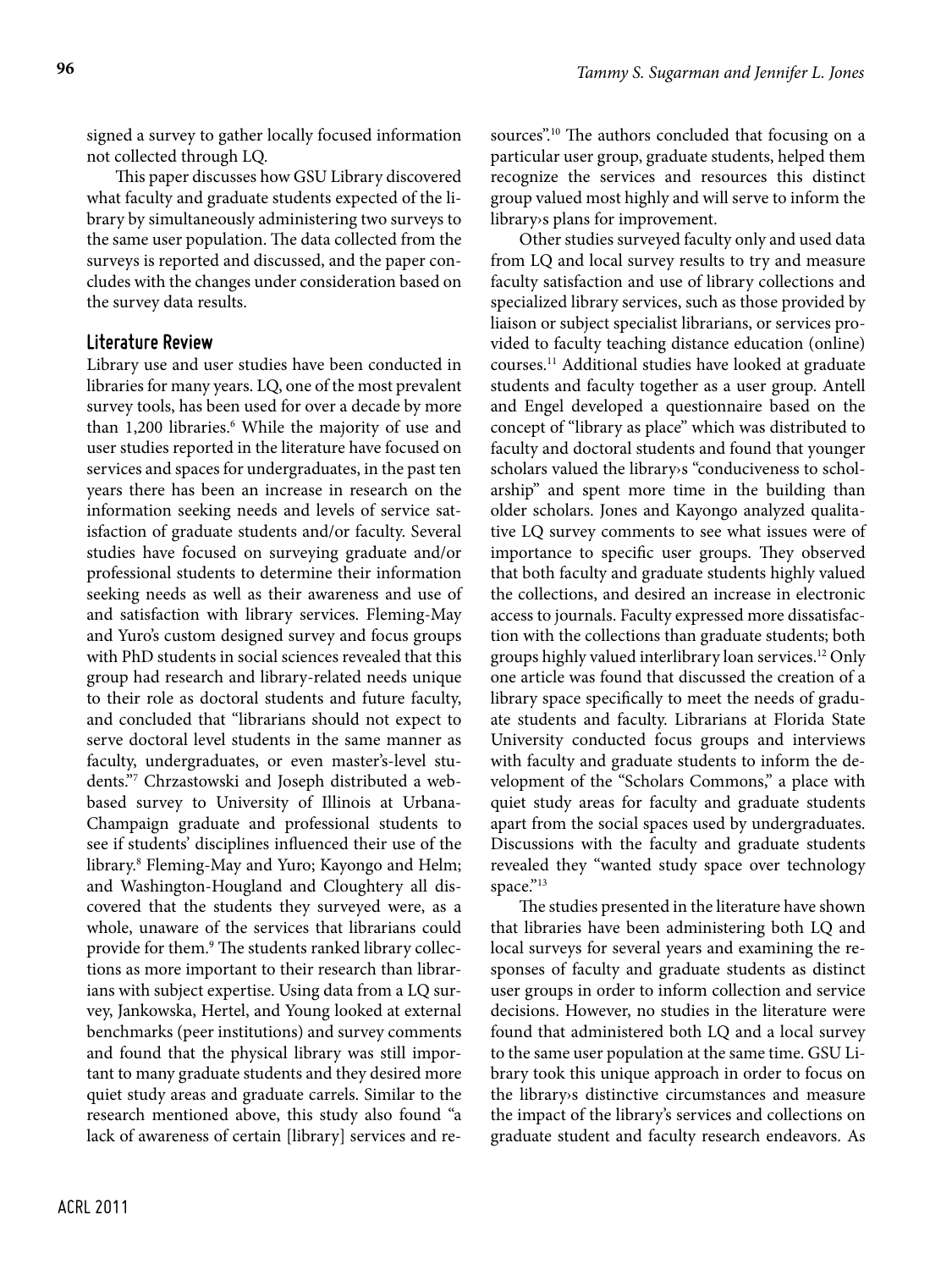signed a survey to gather locally focused information not collected through LQ.

This paper discusses how GSU Library discovered what faculty and graduate students expected of the library by simultaneously administering two surveys to the same user population. The data collected from the surveys is reported and discussed, and the paper concludes with the changes under consideration based on the survey data results.

## Literature Review

Library use and user studies have been conducted in libraries for many years. LQ, one of the most prevalent survey tools, has been used for over a decade by more than 1,200 libraries.[6] While the majority of use and user studies reported in the literature have focused on services and spaces for undergraduates, in the past ten years there has been an increase in research on the information seeking needs and levels of service satisfaction of graduate students and/or faculty. Several studies have focused on surveying graduate and/or professional students to determine their information seeking needs as well as their awareness and use of and satisfaction with library services. Fleming-May and Yuro's custom designed survey and focus groups with PhD students in social sciences revealed that this group had research and library-related needs unique to their role as doctoral students and future faculty, and concluded that "librarians should not expect to serve doctoral level students in the same manner as faculty, undergraduates, or even master's-level students."[7] Chrzastowski and Joseph distributed a web-based survey to University of Illinois at Urbana-Champaign graduate and professional students to see if students' disciplines influenced their use of the library.[8] Fleming-May and Yuro; Kayongo and Helm; and Washington-Hougland and Cloughtery all discovered that the students they surveyed were, as a whole, unaware of the services that librarians could provide for them.[9] The students ranked library collections as more important to their research than librarians with subject expertise. Using data from a LQ survey, Jankowska, Hertel, and Young looked at external benchmarks (peer institutions) and survey comments and found that the physical library was still important to many graduate students and they desired more quiet study areas and graduate carrels. Similar to the research mentioned above, this study also found "a lack of awareness of certain [library] services and resources".[10] The authors concluded that focusing on a particular user group, graduate students, helped them recognize the services and resources this distinct group valued most highly and will serve to inform the library›s plans for improvement.

Other studies surveyed faculty only and used data from LQ and local survey results to try and measure faculty satisfaction and use of library collections and specialized library services, such as those provided by liaison or subject specialist librarians, or services provided to faculty teaching distance education (online) courses.[11] Additional studies have looked at graduate students and faculty together as a user group. Antell and Engel developed a questionnaire based on the concept of "library as place" which was distributed to faculty and doctoral students and found that younger scholars valued the library›s "conduciveness to scholarship" and spent more time in the building than older scholars. Jones and Kayongo analyzed qualitative LQ survey comments to see what issues were of importance to specific user groups. They observed that both faculty and graduate students highly valued the collections, and desired an increase in electronic access to journals. Faculty expressed more dissatisfaction with the collections than graduate students; both groups highly valued interlibrary loan services.[12] Only one article was found that discussed the creation of a library space specifically to meet the needs of graduate students and faculty. Librarians at Florida State University conducted focus groups and interviews with faculty and graduate students to inform the development of the "Scholars Commons," a place with quiet study areas for faculty and graduate students apart from the social spaces used by undergraduates. Discussions with the faculty and graduate students revealed they "wanted study space over technology space."[13]

The studies presented in the literature have shown that libraries have been administering both LQ and local surveys for several years and examining the responses of faculty and graduate students as distinct user groups in order to inform collection and service decisions. However, no studies in the literature were found that administered both LQ and a local survey to the same user population at the same time. GSU Library took this unique approach in order to focus on the library›s distinctive circumstances and measure the impact of the library's services and collections on graduate student and faculty research endeavors. As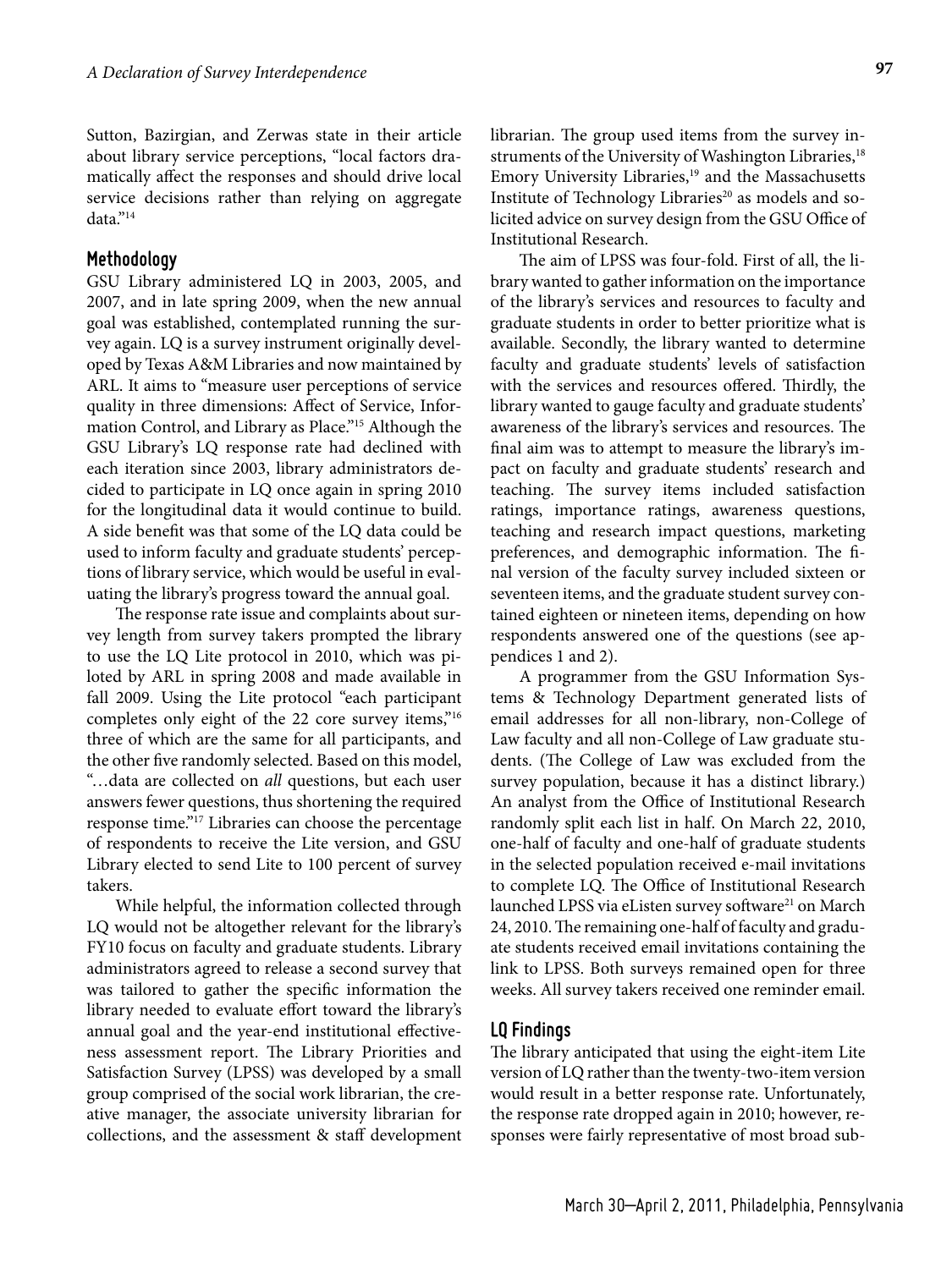Sutton, Bazirgian, and Zerwas state in their article about library service perceptions, "local factors dramatically affect the responses and should drive local service decisions rather than relying on aggregate data."[14]

## Methodology

GSU Library administered LQ in 2003, 2005, and 2007, and in late spring 2009, when the new annual goal was established, contemplated running the survey again. LQ is a survey instrument originally developed by Texas A&M Libraries and now maintained by ARL. It aims to "measure user perceptions of service quality in three dimensions: Affect of Service, Information Control, and Library as Place."[15] Although the GSU Library's LQ response rate had declined with each iteration since 2003, library administrators decided to participate in LQ once again in spring 2010 for the longitudinal data it would continue to build. A side benefit was that some of the LQ data could be used to inform faculty and graduate students' perceptions of library service, which would be useful in evaluating the library's progress toward the annual goal.

The response rate issue and complaints about survey length from survey takers prompted the library to use the LQ Lite protocol in 2010, which was piloted by ARL in spring 2008 and made available in fall 2009. Using the Lite protocol "each participant completes only eight of the 22 core survey items,"[16] three of which are the same for all participants, and the other five randomly selected. Based on this model, "…data are collected on *all* questions, but each user answers fewer questions, thus shortening the required response time."[17] Libraries can choose the percentage of respondents to receive the Lite version, and GSU Library elected to send Lite to 100 percent of survey takers.

While helpful, the information collected through LQ would not be altogether relevant for the library's FY10 focus on faculty and graduate students. Library administrators agreed to release a second survey that was tailored to gather the specific information the library needed to evaluate effort toward the library's annual goal and the year-end institutional effectiveness assessment report. The Library Priorities and Satisfaction Survey (LPSS) was developed by a small group comprised of the social work librarian, the creative manager, the associate university librarian for collections, and the assessment & staff development librarian. The group used items from the survey instruments of the University of Washington Libraries,[18] Emory University Libraries,[19] and the Massachusetts Institute of Technology Libraries[20] as models and solicited advice on survey design from the GSU Office of Institutional Research.

The aim of LPSS was four-fold. First of all, the library wanted to gather information on the importance of the library's services and resources to faculty and graduate students in order to better prioritize what is available. Secondly, the library wanted to determine faculty and graduate students' levels of satisfaction with the services and resources offered. Thirdly, the library wanted to gauge faculty and graduate students' awareness of the library's services and resources. The final aim was to attempt to measure the library's impact on faculty and graduate students' research and teaching. The survey items included satisfaction ratings, importance ratings, awareness questions, teaching and research impact questions, marketing preferences, and demographic information. The final version of the faculty survey included sixteen or seventeen items, and the graduate student survey contained eighteen or nineteen items, depending on how respondents answered one of the questions (see appendices 1 and 2).

A programmer from the GSU Information Systems & Technology Department generated lists of email addresses for all non-library, non-College of Law faculty and all non-College of Law graduate students. (The College of Law was excluded from the survey population, because it has a distinct library.) An analyst from the Office of Institutional Research randomly split each list in half. On March 22, 2010, one-half of faculty and one-half of graduate students in the selected population received e-mail invitations to complete LQ. The Office of Institutional Research launched LPSS via eListen survey software[21] on March 24, 2010. The remaining one-half of faculty and graduate students received email invitations containing the link to LPSS. Both surveys remained open for three weeks. All survey takers received one reminder email.

## LQ Findings

The library anticipated that using the eight-item Lite version of LQ rather than the twenty-two-item version would result in a better response rate. Unfortunately, the response rate dropped again in 2010; however, responses were fairly representative of most broad sub-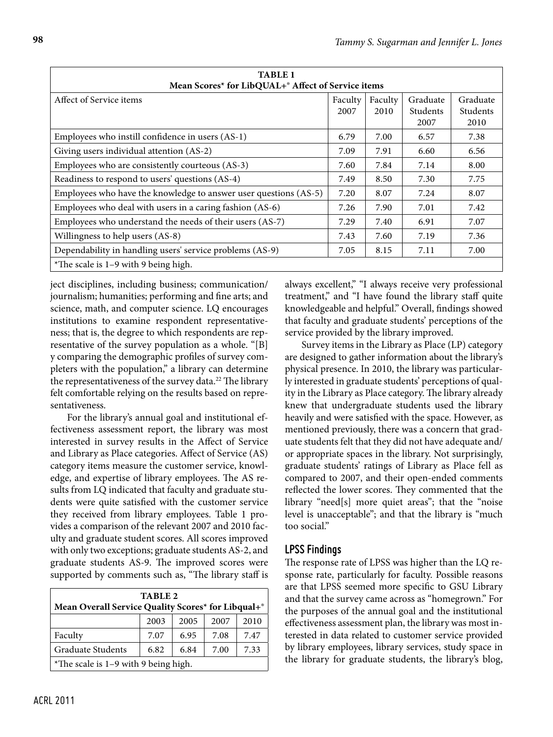**TABLE 1**
**Mean Scores* for LibQUAL+® Affect of Service items**

| Affect of Service items | Faculty 2007 | Faculty 2010 | Graduate Students 2007 | Graduate Students 2010 |
|---|---|---|---|---|
| Employees who instill confidence in users (AS-1) | 6.79 | 7.00 | 6.57 | 7.38 |
| Giving users individual attention (AS-2) | 7.09 | 7.91 | 6.60 | 6.56 |
| Employees who are consistently courteous (AS-3) | 7.60 | 7.84 | 7.14 | 8.00 |
| Readiness to respond to users' questions (AS-4) | 7.49 | 8.50 | 7.30 | 7.75 |
| Employees who have the knowledge to answer user questions (AS-5) | 7.20 | 8.07 | 7.24 | 8.07 |
| Employees who deal with users in a caring fashion (AS-6) | 7.26 | 7.90 | 7.01 | 7.42 |
| Employees who understand the needs of their users (AS-7) | 7.29 | 7.40 | 6.91 | 7.07 |
| Willingness to help users (AS-8) | 7.43 | 7.60 | 7.19 | 7.36 |
| Dependability in handling users' service problems (AS-9) | 7.05 | 8.15 | 7.11 | 7.00 |

*The scale is 1–9 with 9 being high.

ject disciplines, including business; communication/journalism; humanities; performing and fine arts; and science, math, and computer science. LQ encourages institutions to examine respondent representativeness; that is, the degree to which respondents are representative of the survey population as a whole. "[B]y comparing the demographic profiles of survey completers with the population," a library can determine the representativeness of the survey data.[22] The library felt comfortable relying on the results based on representativeness.

For the library's annual goal and institutional effectiveness assessment report, the library was most interested in survey results in the Affect of Service and Library as Place categories. Affect of Service (AS) category items measure the customer service, knowledge, and expertise of library employees. The AS results from LQ indicated that faculty and graduate students were quite satisfied with the customer service they received from library employees. Table 1 provides a comparison of the relevant 2007 and 2010 faculty and graduate student scores. All scores improved with only two exceptions; graduate students AS-2, and graduate students AS-9. The improved scores were supported by comments such as, "The library staff is always excellent," "I always receive very professional treatment," and "I have found the library staff quite knowledgeable and helpful." Overall, findings showed that faculty and graduate students' perceptions of the service provided by the library improved.

**TABLE 2**
**Mean Overall Service Quality Scores* for Libqual+®**

| | 2003 | 2005 | 2007 | 2010 |
|---|---|---|---|---|
| Faculty | 7.07 | 6.95 | 7.08 | 7.47 |
| Graduate Students | 6.82 | 6.84 | 7.00 | 7.33 |

*The scale is 1–9 with 9 being high.

Survey items in the Library as Place (LP) category are designed to gather information about the library's physical presence. In 2010, the library was particularly interested in graduate students' perceptions of quality in the Library as Place category. The library already knew that undergraduate students used the library heavily and were satisfied with the space. However, as mentioned previously, there was a concern that graduate students felt that they did not have adequate and/or appropriate spaces in the library. Not surprisingly, graduate students' ratings of Library as Place fell as compared to 2007, and their open-ended comments reflected the lower scores. They commented that the library "need[s] more quiet areas"; that the "noise level is unacceptable"; and that the library is "much too social."

## LPSS Findings

The response rate of LPSS was higher than the LQ response rate, particularly for faculty. Possible reasons are that LPSS seemed more specific to GSU Library and that the survey came across as "homegrown." For the purposes of the annual goal and the institutional effectiveness assessment plan, the library was most interested in data related to customer service provided by library employees, library services, study space in the library for graduate students, the library's blog,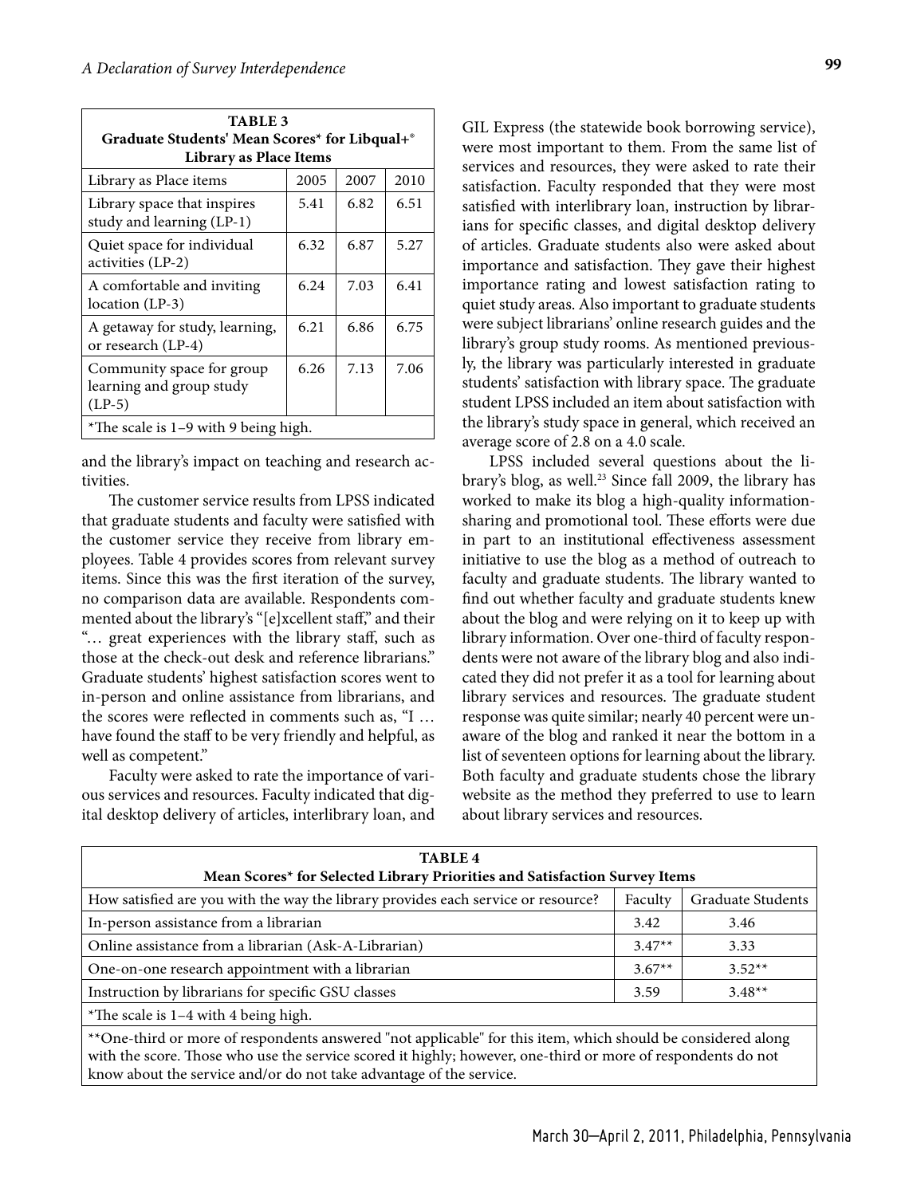| TABLE 3 Graduate Students' Mean Scores* for Libqual+® Library as Place Items | | | |
|---|---|---|---|
| Library as Place items | 2005 | 2007 | 2010 |
| Library space that inspires study and learning (LP-1) | 5.41 | 6.82 | 6.51 |
| Quiet space for individual activities (LP-2) | 6.32 | 6.87 | 5.27 |
| A comfortable and inviting location (LP-3) | 6.24 | 7.03 | 6.41 |
| A getaway for study, learning, or research (LP-4) | 6.21 | 6.86 | 6.75 |
| Community space for group learning and group study (LP-5) | 6.26 | 7.13 | 7.06 |
| *The scale is 1–9 with 9 being high. | | | |

and the library's impact on teaching and research activities.

The customer service results from LPSS indicated that graduate students and faculty were satisfied with the customer service they receive from library employees. Table 4 provides scores from relevant survey items. Since this was the first iteration of the survey, no comparison data are available. Respondents commented about the library's "[e]xcellent staff," and their "… great experiences with the library staff, such as those at the check-out desk and reference librarians." Graduate students' highest satisfaction scores went to in-person and online assistance from librarians, and the scores were reflected in comments such as, "I … have found the staff to be very friendly and helpful, as well as competent."

Faculty were asked to rate the importance of various services and resources. Faculty indicated that digital desktop delivery of articles, interlibrary loan, and GIL Express (the statewide book borrowing service), were most important to them. From the same list of services and resources, they were asked to rate their satisfaction. Faculty responded that they were most satisfied with interlibrary loan, instruction by librarians for specific classes, and digital desktop delivery of articles. Graduate students also were asked about importance and satisfaction. They gave their highest importance rating and lowest satisfaction rating to quiet study areas. Also important to graduate students were subject librarians' online research guides and the library's group study rooms. As mentioned previously, the library was particularly interested in graduate students' satisfaction with library space. The graduate student LPSS included an item about satisfaction with the library's study space in general, which received an average score of 2.8 on a 4.0 scale.

LPSS included several questions about the library's blog, as well.[23] Since fall 2009, the library has worked to make its blog a high-quality information-sharing and promotional tool. These efforts were due in part to an institutional effectiveness assessment initiative to use the blog as a method of outreach to faculty and graduate students. The library wanted to find out whether faculty and graduate students knew about the blog and were relying on it to keep up with library information. Over one-third of faculty respondents were not aware of the library blog and also indicated they did not prefer it as a tool for learning about library services and resources. The graduate student response was quite similar; nearly 40 percent were unaware of the blog and ranked it near the bottom in a list of seventeen options for learning about the library. Both faculty and graduate students chose the library website as the method they preferred to use to learn about library services and resources.

| TABLE 4 Mean Scores* for Selected Library Priorities and Satisfaction Survey Items | | |
|---|---|---|
| How satisfied are you with the way the library provides each service or resource? | Faculty | Graduate Students |
| In-person assistance from a librarian | 3.42 | 3.46 |
| Online assistance from a librarian (Ask-A-Librarian) | 3.47** | 3.33 |
| One-on-one research appointment with a librarian | 3.67** | 3.52** |
| Instruction by librarians for specific GSU classes | 3.59 | 3.48** |
| *The scale is 1–4 with 4 being high. | | |
| **One-third or more of respondents answered "not applicable" for this item, which should be considered along with the score. Those who use the service scored it highly; however, one-third or more of respondents do not know about the service and/or do not take advantage of the service. | | |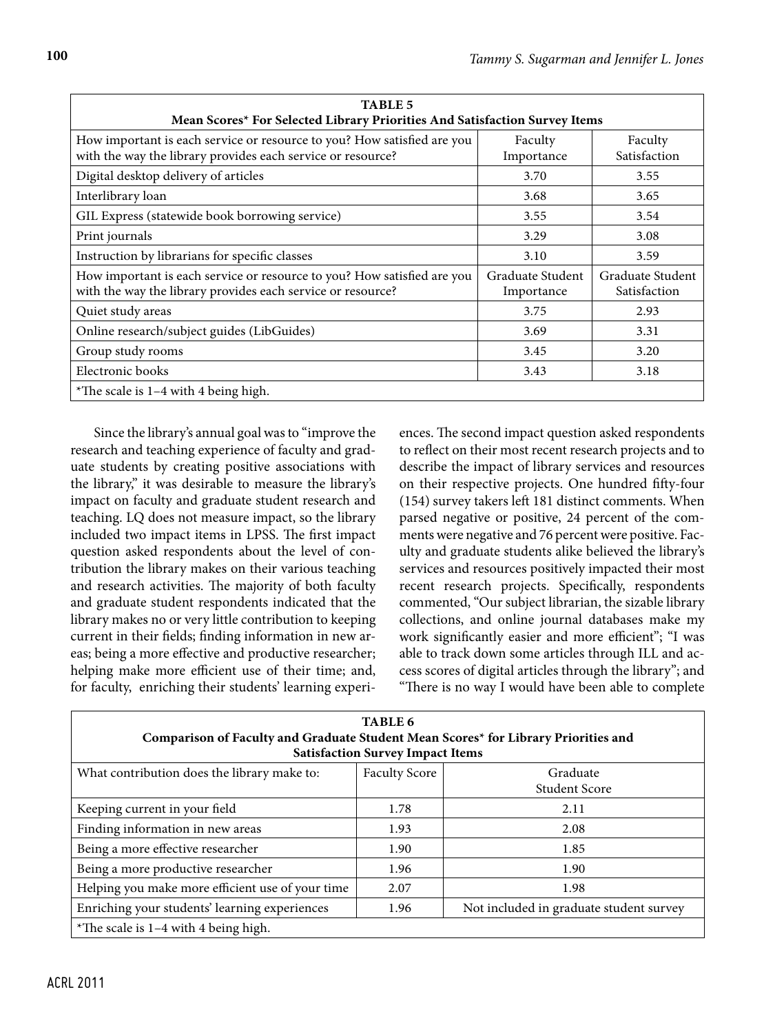| TABLE 5<br>Mean Scores* For Selected Library Priorities And Satisfaction Survey Items | | |
|---|---|---|
| How important is each service or resource to you? How satisfied are you with the way the library provides each service or resource? | Faculty Importance | Faculty Satisfaction |
| Digital desktop delivery of articles | 3.70 | 3.55 |
| Interlibrary loan | 3.68 | 3.65 |
| GIL Express (statewide book borrowing service) | 3.55 | 3.54 |
| Print journals | 3.29 | 3.08 |
| Instruction by librarians for specific classes | 3.10 | 3.59 |
| How important is each service or resource to you? How satisfied are you with the way the library provides each service or resource? | Graduate Student Importance | Graduate Student Satisfaction |
| Quiet study areas | 3.75 | 2.93 |
| Online research/subject guides (LibGuides) | 3.69 | 3.31 |
| Group study rooms | 3.45 | 3.20 |
| Electronic books | 3.43 | 3.18 |
| *The scale is 1–4 with 4 being high. | | |

Since the library's annual goal was to "improve the research and teaching experience of faculty and graduate students by creating positive associations with the library," it was desirable to measure the library's impact on faculty and graduate student research and teaching. LQ does not measure impact, so the library included two impact items in LPSS. The first impact question asked respondents about the level of contribution the library makes on their various teaching and research activities. The majority of both faculty and graduate student respondents indicated that the library makes no or very little contribution to keeping current in their fields; finding information in new areas; being a more effective and productive researcher; helping make more efficient use of their time; and, for faculty, enriching their students' learning experiences. The second impact question asked respondents to reflect on their most recent research projects and to describe the impact of library services and resources on their respective projects. One hundred fifty-four (154) survey takers left 181 distinct comments. When parsed negative or positive, 24 percent of the comments were negative and 76 percent were positive. Faculty and graduate students alike believed the library's services and resources positively impacted their most recent research projects. Specifically, respondents commented, "Our subject librarian, the sizable library collections, and online journal databases make my work significantly easier and more efficient"; "I was able to track down some articles through ILL and access scores of digital articles through the library"; and "There is no way I would have been able to complete

| TABLE 6<br>Comparison of Faculty and Graduate Student Mean Scores* for Library Priorities and Satisfaction Survey Impact Items | | |
|---|---|---|
| What contribution does the library make to: | Faculty Score | Graduate Student Score |
| Keeping current in your field | 1.78 | 2.11 |
| Finding information in new areas | 1.93 | 2.08 |
| Being a more effective researcher | 1.90 | 1.85 |
| Being a more productive researcher | 1.96 | 1.90 |
| Helping you make more efficient use of your time | 2.07 | 1.98 |
| Enriching your students' learning experiences | 1.96 | Not included in graduate student survey |
| *The scale is 1–4 with 4 being high. | | |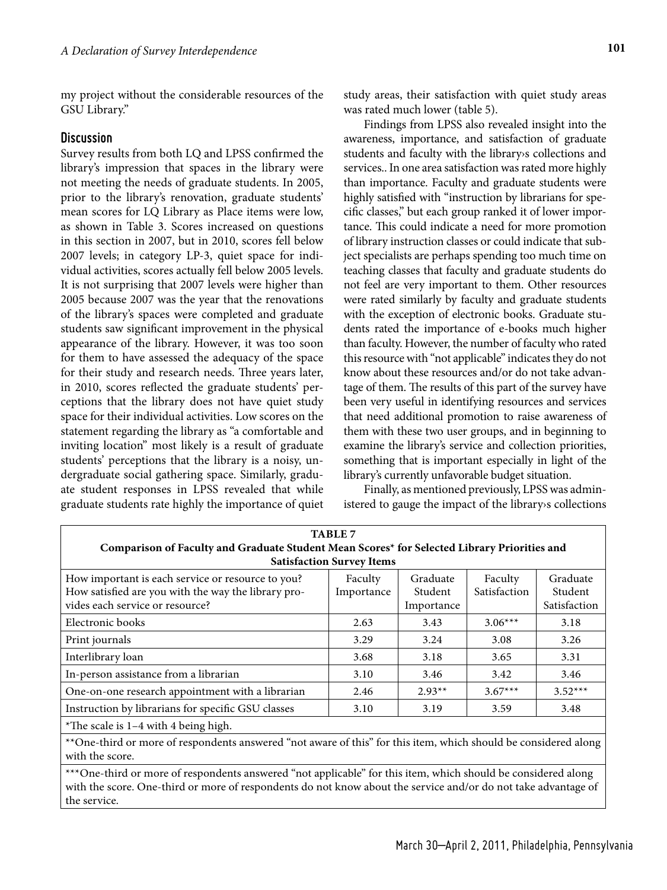my project without the considerable resources of the GSU Library."

## Discussion

Survey results from both LQ and LPSS confirmed the library's impression that spaces in the library were not meeting the needs of graduate students. In 2005, prior to the library's renovation, graduate students' mean scores for LQ Library as Place items were low, as shown in Table 3. Scores increased on questions in this section in 2007, but in 2010, scores fell below 2007 levels; in category LP-3, quiet space for individual activities, scores actually fell below 2005 levels. It is not surprising that 2007 levels were higher than 2005 because 2007 was the year that the renovations of the library's spaces were completed and graduate students saw significant improvement in the physical appearance of the library. However, it was too soon for them to have assessed the adequacy of the space for their study and research needs. Three years later, in 2010, scores reflected the graduate students' perceptions that the library does not have quiet study space for their individual activities. Low scores on the statement regarding the library as "a comfortable and inviting location" most likely is a result of graduate students' perceptions that the library is a noisy, undergraduate social gathering space. Similarly, graduate student responses in LPSS revealed that while graduate students rate highly the importance of quiet study areas, their satisfaction with quiet study areas was rated much lower (table 5).

Findings from LPSS also revealed insight into the awareness, importance, and satisfaction of graduate students and faculty with the library›s collections and services.. In one area satisfaction was rated more highly than importance. Faculty and graduate students were highly satisfied with "instruction by librarians for specific classes," but each group ranked it of lower importance. This could indicate a need for more promotion of library instruction classes or could indicate that subject specialists are perhaps spending too much time on teaching classes that faculty and graduate students do not feel are very important to them. Other resources were rated similarly by faculty and graduate students with the exception of electronic books. Graduate students rated the importance of e-books much higher than faculty. However, the number of faculty who rated this resource with "not applicable" indicates they do not know about these resources and/or do not take advantage of them. The results of this part of the survey have been very useful in identifying resources and services that need additional promotion to raise awareness of them with these two user groups, and in beginning to examine the library's service and collection priorities, something that is important especially in light of the library's currently unfavorable budget situation.

Finally, as mentioned previously, LPSS was administered to gauge the impact of the library›s collections

**TABLE 7**
**Comparison of Faculty and Graduate Student Mean Scores* for Selected Library Priorities and Satisfaction Survey Items**

| How important is each service or resource to you? How satisfied are you with the way the library provides each service or resource? | Faculty Importance | Graduate Student Importance | Faculty Satisfaction | Graduate Student Satisfaction |
|---|---|---|---|---|
| Electronic books | 2.63 | 3.43 | 3.06*** | 3.18 |
| Print journals | 3.29 | 3.24 | 3.08 | 3.26 |
| Interlibrary loan | 3.68 | 3.18 | 3.65 | 3.31 |
| In-person assistance from a librarian | 3.10 | 3.46 | 3.42 | 3.46 |
| One-on-one research appointment with a librarian | 2.46 | 2.93** | 3.67*** | 3.52*** |
| Instruction by librarians for specific GSU classes | 3.10 | 3.19 | 3.59 | 3.48 |

*The scale is 1–4 with 4 being high.

**One-third or more of respondents answered "not aware of this" for this item, which should be considered along with the score.

***One-third or more of respondents answered "not applicable" for this item, which should be considered along with the score. One-third or more of respondents do not know about the service and/or do not take advantage of the service.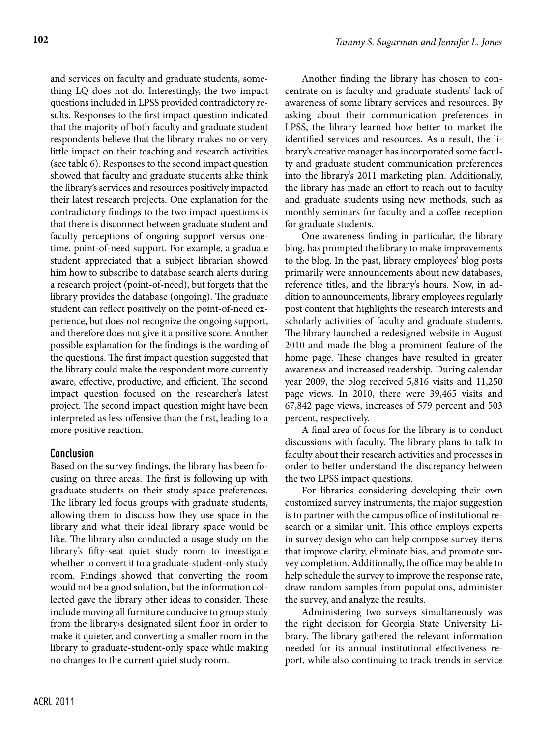and services on faculty and graduate students, something LQ does not do. Interestingly, the two impact questions included in LPSS provided contradictory results. Responses to the first impact question indicated that the majority of both faculty and graduate student respondents believe that the library makes no or very little impact on their teaching and research activities (see table 6). Responses to the second impact question showed that faculty and graduate students alike think the library's services and resources positively impacted their latest research projects. One explanation for the contradictory findings to the two impact questions is that there is disconnect between graduate student and faculty perceptions of ongoing support versus one-time, point-of-need support. For example, a graduate student appreciated that a subject librarian showed him how to subscribe to database search alerts during a research project (point-of-need), but forgets that the library provides the database (ongoing). The graduate student can reflect positively on the point-of-need experience, but does not recognize the ongoing support, and therefore does not give it a positive score. Another possible explanation for the findings is the wording of the questions. The first impact question suggested that the library could make the respondent more currently aware, effective, productive, and efficient. The second impact question focused on the researcher's latest project. The second impact question might have been interpreted as less offensive than the first, leading to a more positive reaction.

## Conclusion

Based on the survey findings, the library has been focusing on three areas. The first is following up with graduate students on their study space preferences. The library led focus groups with graduate students, allowing them to discuss how they use space in the library and what their ideal library space would be like. The library also conducted a usage study on the library's fifty-seat quiet study room to investigate whether to convert it to a graduate-student-only study room. Findings showed that converting the room would not be a good solution, but the information collected gave the library other ideas to consider. These include moving all furniture conducive to group study from the library›s designated silent floor in order to make it quieter, and converting a smaller room in the library to graduate-student-only space while making no changes to the current quiet study room.

Another finding the library has chosen to concentrate on is faculty and graduate students' lack of awareness of some library services and resources. By asking about their communication preferences in LPSS, the library learned how better to market the identified services and resources. As a result, the library's creative manager has incorporated some faculty and graduate student communication preferences into the library's 2011 marketing plan. Additionally, the library has made an effort to reach out to faculty and graduate students using new methods, such as monthly seminars for faculty and a coffee reception for graduate students.

One awareness finding in particular, the library blog, has prompted the library to make improvements to the blog. In the past, library employees' blog posts primarily were announcements about new databases, reference titles, and the library's hours. Now, in addition to announcements, library employees regularly post content that highlights the research interests and scholarly activities of faculty and graduate students. The library launched a redesigned website in August 2010 and made the blog a prominent feature of the home page. These changes have resulted in greater awareness and increased readership. During calendar year 2009, the blog received 5,816 visits and 11,250 page views. In 2010, there were 39,465 visits and 67,842 page views, increases of 579 percent and 503 percent, respectively.

A final area of focus for the library is to conduct discussions with faculty. The library plans to talk to faculty about their research activities and processes in order to better understand the discrepancy between the two LPSS impact questions.

For libraries considering developing their own customized survey instruments, the major suggestion is to partner with the campus office of institutional research or a similar unit. This office employs experts in survey design who can help compose survey items that improve clarity, eliminate bias, and promote survey completion. Additionally, the office may be able to help schedule the survey to improve the response rate, draw random samples from populations, administer the survey, and analyze the results.

Administering two surveys simultaneously was the right decision for Georgia State University Library. The library gathered the relevant information needed for its annual institutional effectiveness report, while also continuing to track trends in service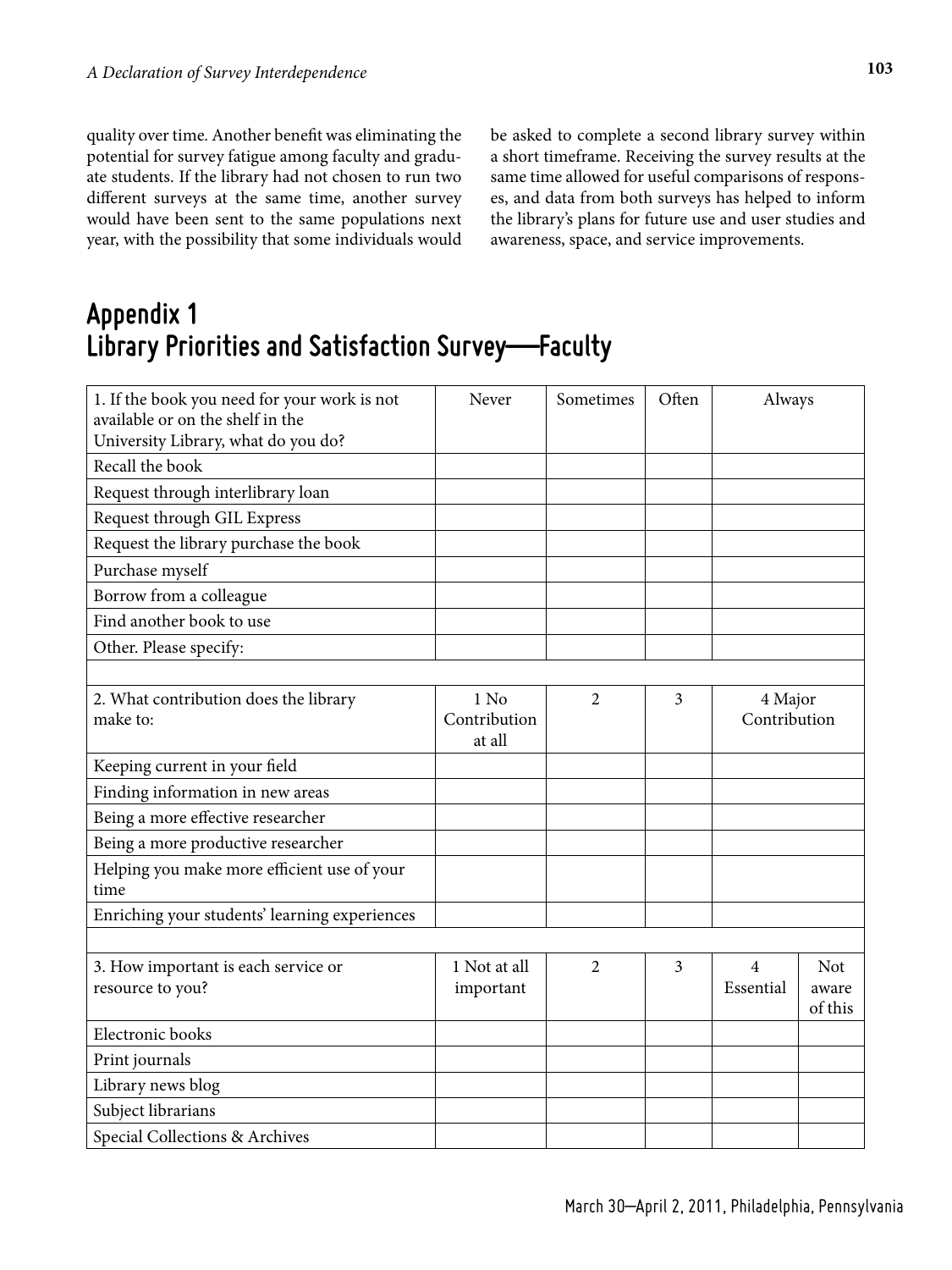quality over time. Another benefit was eliminating the potential for survey fatigue among faculty and graduate students. If the library had not chosen to run two different surveys at the same time, another survey would have been sent to the same populations next year, with the possibility that some individuals would be asked to complete a second library survey within a short timeframe. Receiving the survey results at the same time allowed for useful comparisons of responses, and data from both surveys has helped to inform the library's plans for future use and user studies and awareness, space, and service improvements.

## Appendix 1
## Library Priorities and Satisfaction Survey—Faculty

| 1. If the book you need for your work is not available or on the shelf in the University Library, what do you do? | Never | Sometimes | Often | Always | |
|---|---|---|---|---|---|
| Recall the book | | | | | |
| Request through interlibrary loan | | | | | |
| Request through GIL Express | | | | | |
| Request the library purchase the book | | | | | |
| Purchase myself | | | | | |
| Borrow from a colleague | | | | | |
| Find another book to use | | | | | |
| Other. Please specify: | | | | | |
| | | | | | |
| 2. What contribution does the library make to: | 1 No Contribution at all | 2 | 3 | 4 Major Contribution | |
| Keeping current in your field | | | | | |
| Finding information in new areas | | | | | |
| Being a more effective researcher | | | | | |
| Being a more productive researcher | | | | | |
| Helping you make more efficient use of your time | | | | | |
| Enriching your students' learning experiences | | | | | |
| | | | | | |
| 3. How important is each service or resource to you? | 1 Not at all important | 2 | 3 | 4 Essential | Not aware of this |
| Electronic books | | | | | |
| Print journals | | | | | |
| Library news blog | | | | | |
| Subject librarians | | | | | |
| Special Collections & Archives | | | | | |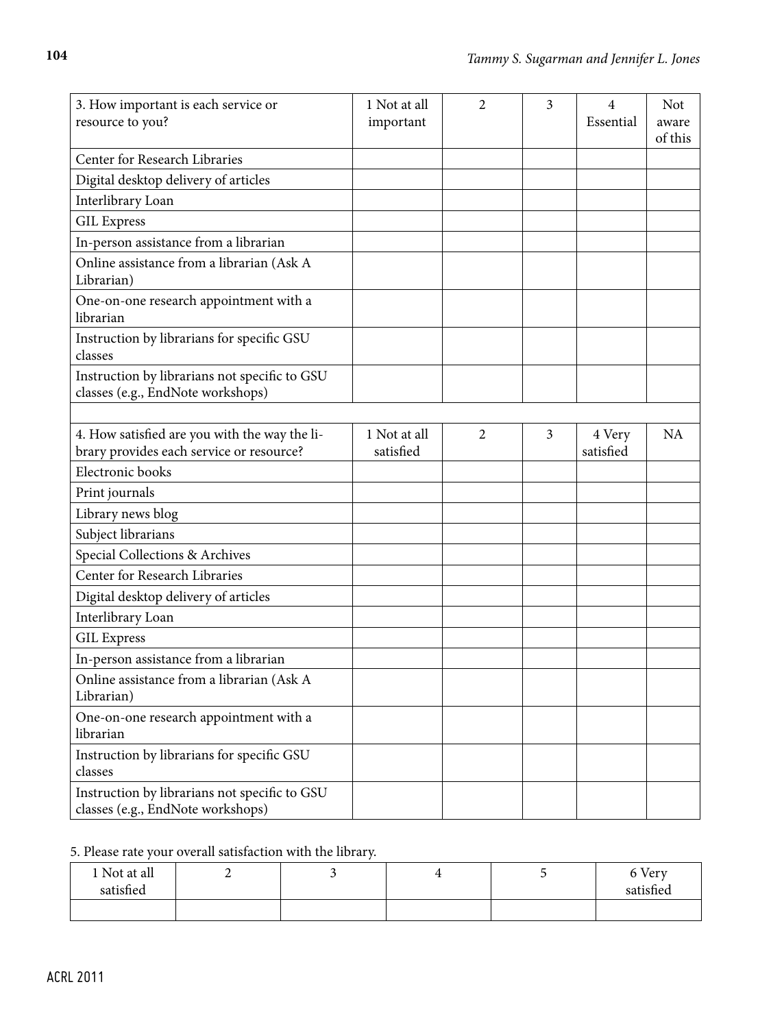| 3. How important is each service or resource to you? | 1 Not at all important | 2 | 3 | 4 Essential | Not aware of this |
|---|---|---|---|---|---|
| Center for Research Libraries | | | | | |
| Digital desktop delivery of articles | | | | | |
| Interlibrary Loan | | | | | |
| GIL Express | | | | | |
| In-person assistance from a librarian | | | | | |
| Online assistance from a librarian (Ask A Librarian) | | | | | |
| One-on-one research appointment with a librarian | | | | | |
| Instruction by librarians for specific GSU classes | | | | | |
| Instruction by librarians not specific to GSU classes (e.g., EndNote workshops) | | | | | |

| 4. How satisfied are you with the way the library provides each service or resource? | 1 Not at all satisfied | 2 | 3 | 4 Very satisfied | NA |
|---|---|---|---|---|---|
| Electronic books | | | | | |
| Print journals | | | | | |
| Library news blog | | | | | |
| Subject librarians | | | | | |
| Special Collections & Archives | | | | | |
| Center for Research Libraries | | | | | |
| Digital desktop delivery of articles | | | | | |
| Interlibrary Loan | | | | | |
| GIL Express | | | | | |
| In-person assistance from a librarian | | | | | |
| Online assistance from a librarian (Ask A Librarian) | | | | | |
| One-on-one research appointment with a librarian | | | | | |
| Instruction by librarians for specific GSU classes | | | | | |
| Instruction by librarians not specific to GSU classes (e.g., EndNote workshops) | | | | | |

5. Please rate your overall satisfaction with the library.

| 1 Not at all satisfied | 2 | 3 | 4 | 5 | 6 Very satisfied |
|---|---|---|---|---|---|
| | | | | | |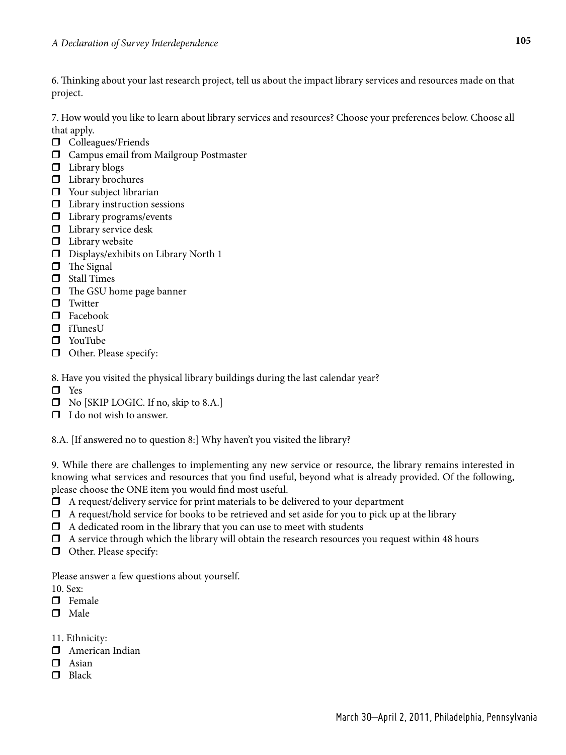6. Thinking about your last research project, tell us about the impact library services and resources made on that project.

7. How would you like to learn about library services and resources? Choose your preferences below. Choose all that apply.

- ❒ Colleagues/Friends
- ❒ Campus email from Mailgroup Postmaster
- ❒ Library blogs
- ❒ Library brochures
- ❒ Your subject librarian
- ❒ Library instruction sessions
- ❒ Library programs/events
- ❒ Library service desk
- ❒ Library website
- ❒ Displays/exhibits on Library North 1
- ❒ The Signal
- ❒ Stall Times
- ❒ The GSU home page banner
- ❒ Twitter
- ❒ Facebook
- ❒ iTunesU
- ❒ YouTube
- ❒ Other. Please specify:

8. Have you visited the physical library buildings during the last calendar year?

- ❒ Yes
- ❒ No [SKIP LOGIC. If no, skip to 8.A.]
- ❒ I do not wish to answer.

8.A. [If answered no to question 8:] Why haven't you visited the library?

9. While there are challenges to implementing any new service or resource, the library remains interested in knowing what services and resources that you find useful, beyond what is already provided. Of the following, please choose the ONE item you would find most useful.

- ❒ A request/delivery service for print materials to be delivered to your department
- ❒ A request/hold service for books to be retrieved and set aside for you to pick up at the library
- ❒ A dedicated room in the library that you can use to meet with students
- ❒ A service through which the library will obtain the research resources you request within 48 hours
- ❒ Other. Please specify:

Please answer a few questions about yourself.

10. Sex:

- ❒ Female
- ❒ Male

11. Ethnicity:

- ❒ American Indian
- ❒ Asian
- ❒ Black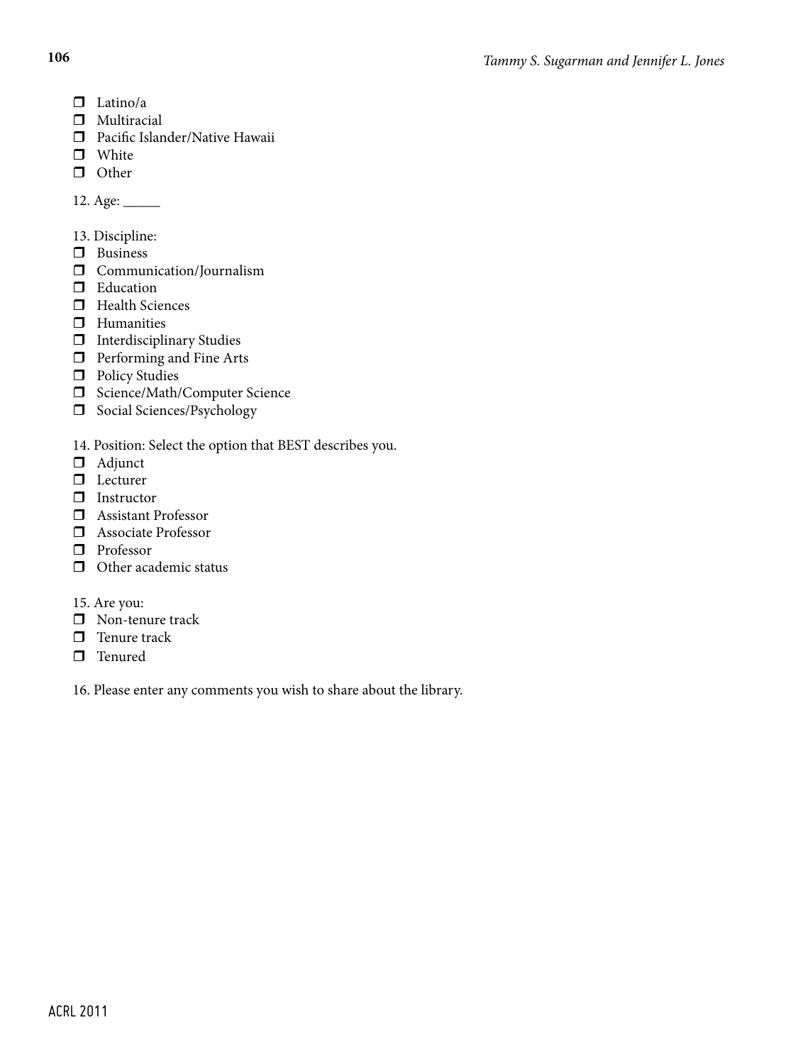- ❐ Latino/a
- ❐ Multiracial
- ❐ Pacific Islander/Native Hawaii
- ❐ White
- ❐ Other

12. Age: _____

13. Discipline:

- ❐ Business
- ❐ Communication/Journalism
- ❐ Education
- ❐ Health Sciences
- ❐ Humanities
- ❐ Interdisciplinary Studies
- ❐ Performing and Fine Arts
- ❐ Policy Studies
- ❐ Science/Math/Computer Science
- ❐ Social Sciences/Psychology

14. Position: Select the option that BEST describes you.

- ❐ Adjunct
- ❐ Lecturer
- ❐ Instructor
- ❐ Assistant Professor
- ❐ Associate Professor
- ❐ Professor
- ❐ Other academic status

15. Are you:

- ❐ Non-tenure track
- ❐ Tenure track
- ❐ Tenured

16. Please enter any comments you wish to share about the library.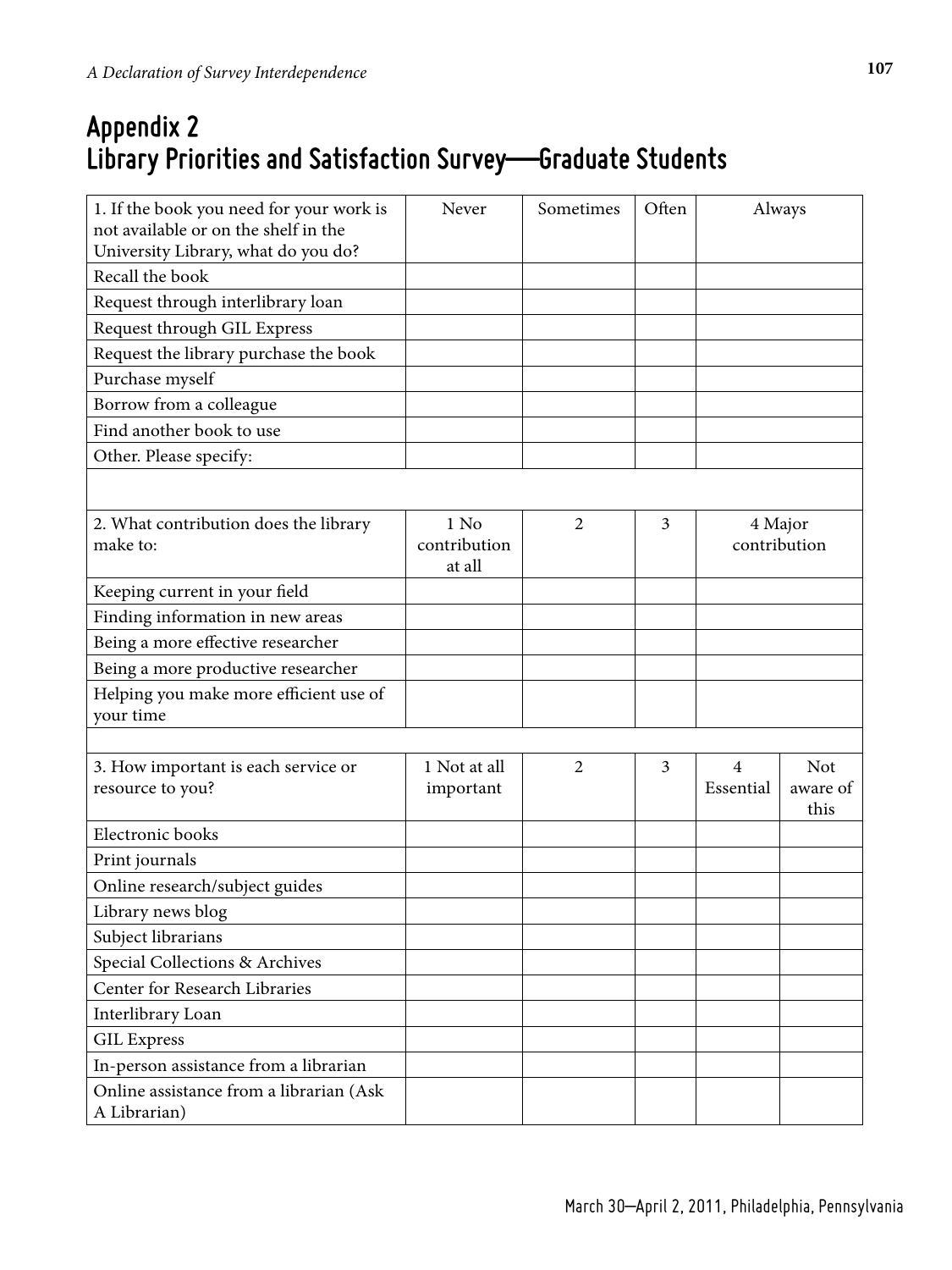# Appendix 2
# Library Priorities and Satisfaction Survey—Graduate Students

| 1. If the book you need for your work is not available or on the shelf in the University Library, what do you do? | Never | Sometimes | Often | Always | |
|---|---|---|---|---|---|
| Recall the book | | | | | |
| Request through interlibrary loan | | | | | |
| Request through GIL Express | | | | | |
| Request the library purchase the book | | | | | |
| Purchase myself | | | | | |
| Borrow from a colleague | | | | | |
| Find another book to use | | | | | |
| Other. Please specify: | | | | | |
| | | | | | |
| **2. What contribution does the library make to:** | **1 No contribution at all** | **2** | **3** | **4 Major contribution** | |
| Keeping current in your field | | | | | |
| Finding information in new areas | | | | | |
| Being a more effective researcher | | | | | |
| Being a more productive researcher | | | | | |
| Helping you make more efficient use of your time | | | | | |
| | | | | | |
| **3. How important is each service or resource to you?** | **1 Not at all important** | **2** | **3** | **4 Essential** | **Not aware of this** |
| Electronic books | | | | | |
| Print journals | | | | | |
| Online research/subject guides | | | | | |
| Library news blog | | | | | |
| Subject librarians | | | | | |
| Special Collections & Archives | | | | | |
| Center for Research Libraries | | | | | |
| Interlibrary Loan | | | | | |
| GIL Express | | | | | |
| In-person assistance from a librarian | | | | | |
| Online assistance from a librarian (Ask A Librarian) | | | | | |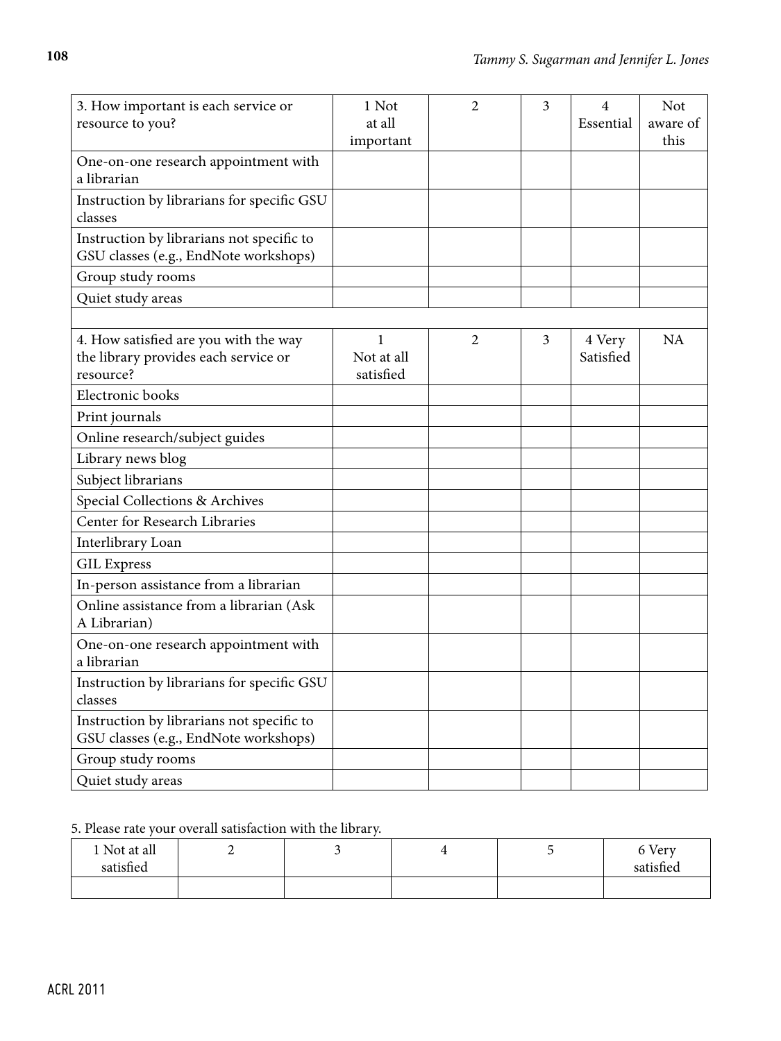| 3. How important is each service or resource to you? | 1 Not at all important | 2 | 3 | 4 Essential | Not aware of this |
|---|---|---|---|---|---|
| One-on-one research appointment with a librarian | | | | | |
| Instruction by librarians for specific GSU classes | | | | | |
| Instruction by librarians not specific to GSU classes (e.g., EndNote workshops) | | | | | |
| Group study rooms | | | | | |
| Quiet study areas | | | | | |

| 4. How satisfied are you with the way the library provides each service or resource? | 1 Not at all satisfied | 2 | 3 | 4 Very Satisfied | NA |
|---|---|---|---|---|---|
| Electronic books | | | | | |
| Print journals | | | | | |
| Online research/subject guides | | | | | |
| Library news blog | | | | | |
| Subject librarians | | | | | |
| Special Collections & Archives | | | | | |
| Center for Research Libraries | | | | | |
| Interlibrary Loan | | | | | |
| GIL Express | | | | | |
| In-person assistance from a librarian | | | | | |
| Online assistance from a librarian (Ask A Librarian) | | | | | |
| One-on-one research appointment with a librarian | | | | | |
| Instruction by librarians for specific GSU classes | | | | | |
| Instruction by librarians not specific to GSU classes (e.g., EndNote workshops) | | | | | |
| Group study rooms | | | | | |
| Quiet study areas | | | | | |

5. Please rate your overall satisfaction with the library.

| 1 Not at all satisfied | 2 | 3 | 4 | 5 | 6 Very satisfied |
|---|---|---|---|---|---|
| | | | | | |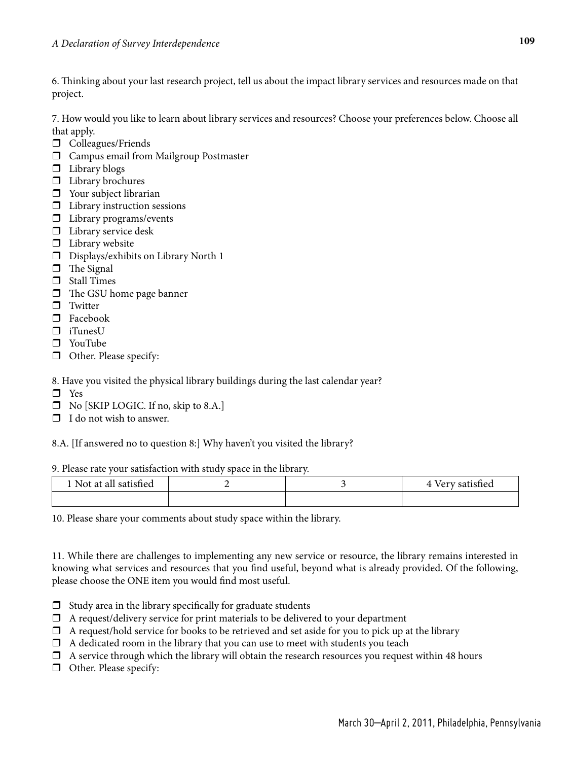6. Thinking about your last research project, tell us about the impact library services and resources made on that project.

7. How would you like to learn about library services and resources? Choose your preferences below. Choose all that apply.

- ❒ Colleagues/Friends
- ❒ Campus email from Mailgroup Postmaster
- ❒ Library blogs
- ❒ Library brochures
- ❒ Your subject librarian
- ❒ Library instruction sessions
- ❒ Library programs/events
- ❒ Library service desk
- ❒ Library website
- ❒ Displays/exhibits on Library North 1
- ❒ The Signal
- ❒ Stall Times
- ❒ The GSU home page banner
- ❒ Twitter
- ❒ Facebook
- ❒ iTunesU
- ❒ YouTube
- ❒ Other. Please specify:

8. Have you visited the physical library buildings during the last calendar year?

- ❒ Yes
- ❒ No [SKIP LOGIC. If no, skip to 8.A.]
- ❒ I do not wish to answer.

8.A. [If answered no to question 8:] Why haven't you visited the library?

9. Please rate your satisfaction with study space in the library.

| 1 Not at all satisfied | 2 | 3 | 4 Very satisfied |
|---|---|---|---|
| | | | |

10. Please share your comments about study space within the library.

11. While there are challenges to implementing any new service or resource, the library remains interested in knowing what services and resources that you find useful, beyond what is already provided. Of the following, please choose the ONE item you would find most useful.

- ❒ Study area in the library specifically for graduate students
- ❒ A request/delivery service for print materials to be delivered to your department
- ❒ A request/hold service for books to be retrieved and set aside for you to pick up at the library
- ❒ A dedicated room in the library that you can use to meet with students you teach
- ❒ A service through which the library will obtain the research resources you request within 48 hours
- ❒ Other. Please specify: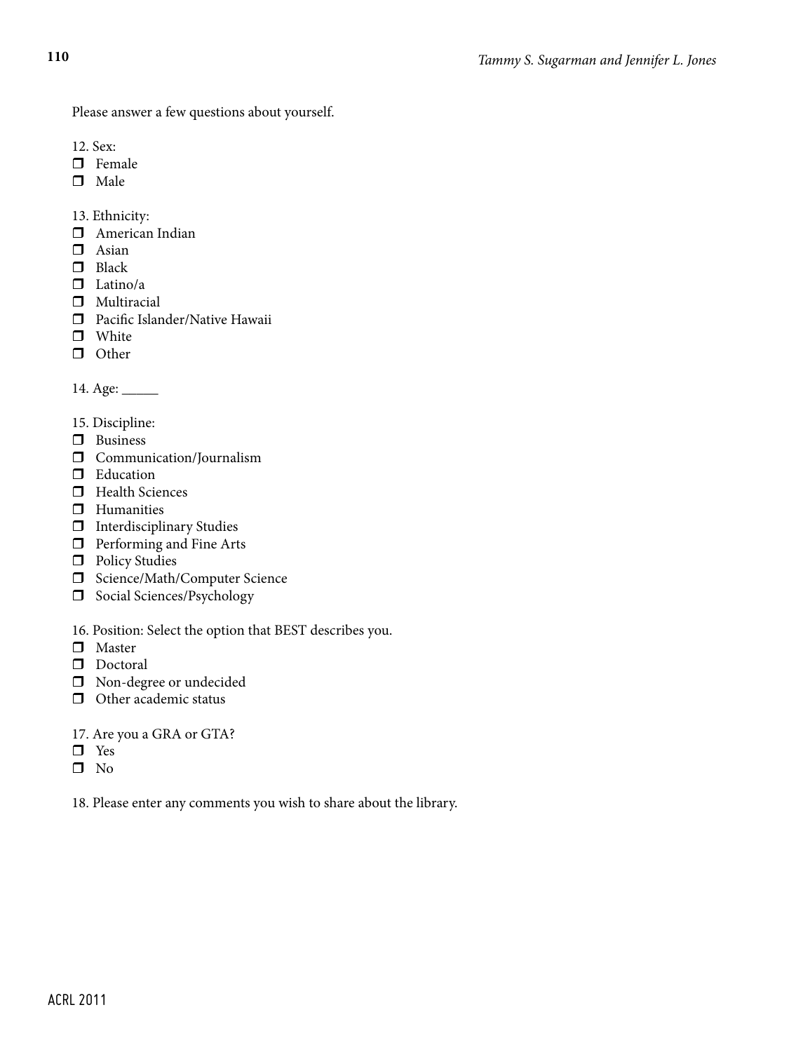Please answer a few questions about yourself.

12. Sex:

- ☐ Female
- ☐ Male

13. Ethnicity:

- ☐ American Indian
- ☐ Asian
- ☐ Black
- ☐ Latino/a
- ☐ Multiracial
- ☐ Pacific Islander/Native Hawaii
- ☐ White
- ☐ Other

14. Age: _____

15. Discipline:

- ☐ Business
- ☐ Communication/Journalism
- ☐ Education
- ☐ Health Sciences
- ☐ Humanities
- ☐ Interdisciplinary Studies
- ☐ Performing and Fine Arts
- ☐ Policy Studies
- ☐ Science/Math/Computer Science
- ☐ Social Sciences/Psychology

16. Position: Select the option that BEST describes you.

- ☐ Master
- ☐ Doctoral
- ☐ Non-degree or undecided
- ☐ Other academic status

17. Are you a GRA or GTA?

- ☐ Yes
- ☐ No

18. Please enter any comments you wish to share about the library.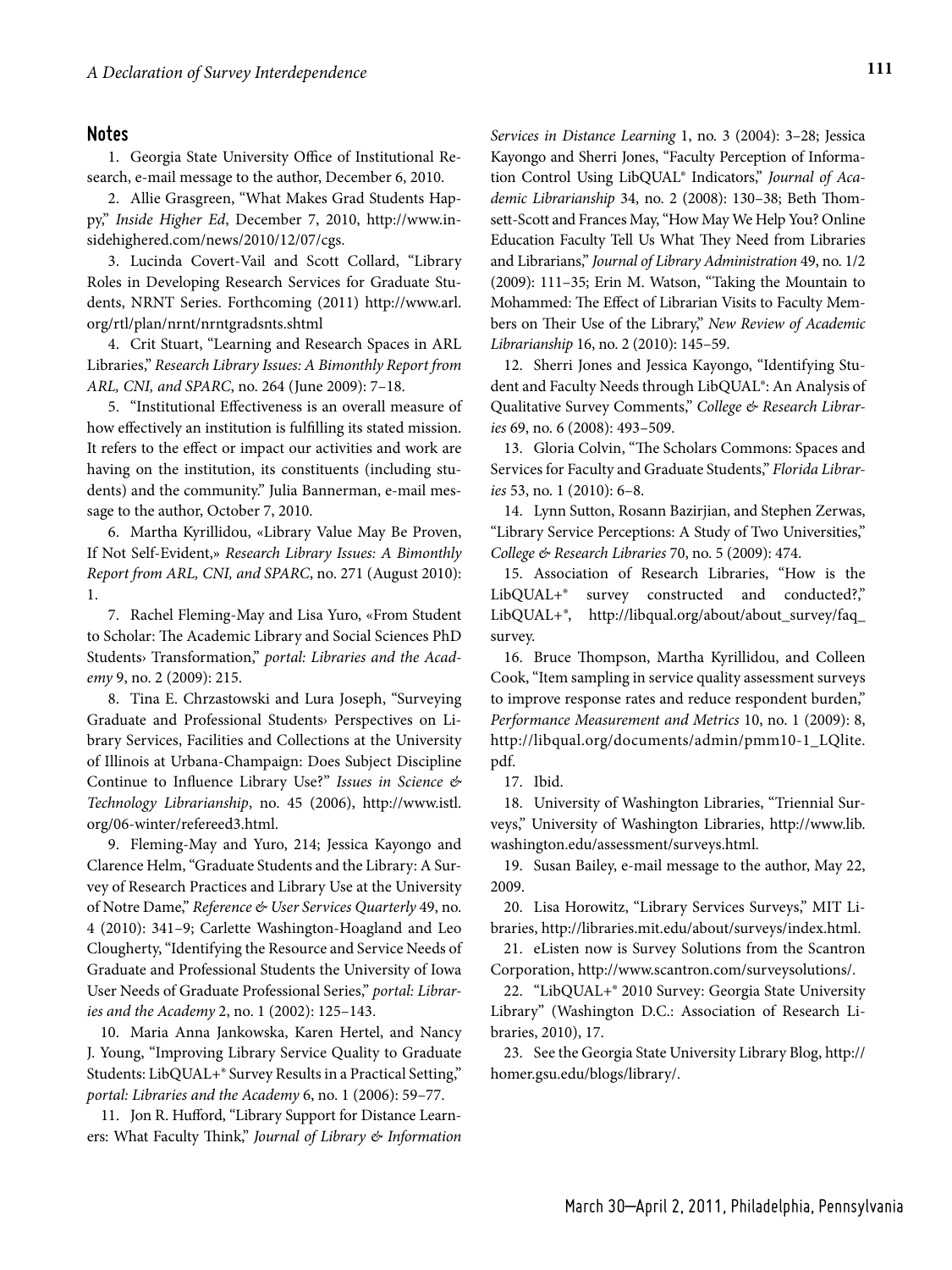## Notes

1. Georgia State University Office of Institutional Research, e-mail message to the author, December 6, 2010.

2. Allie Grasgreen, "What Makes Grad Students Happy," *Inside Higher Ed*, December 7, 2010, http://www.insidehighered.com/news/2010/12/07/cgs.

3. Lucinda Covert-Vail and Scott Collard, "Library Roles in Developing Research Services for Graduate Students, NRNT Series. Forthcoming (2011) http://www.arl.org/rtl/plan/nrnt/nrntgradsnts.shtml

4. Crit Stuart, "Learning and Research Spaces in ARL Libraries," *Research Library Issues: A Bimonthly Report from ARL, CNI, and SPARC*, no. 264 (June 2009): 7–18.

5. "Institutional Effectiveness is an overall measure of how effectively an institution is fulfilling its stated mission. It refers to the effect or impact our activities and work are having on the institution, its constituents (including students) and the community." Julia Bannerman, e-mail message to the author, October 7, 2010.

6. Martha Kyrillidou, «Library Value May Be Proven, If Not Self-Evident,» *Research Library Issues: A Bimonthly Report from ARL, CNI, and SPARC*, no. 271 (August 2010): 1.

7. Rachel Fleming-May and Lisa Yuro, «From Student to Scholar: The Academic Library and Social Sciences PhD Students› Transformation," *portal: Libraries and the Academy* 9, no. 2 (2009): 215.

8. Tina E. Chrzastowski and Lura Joseph, "Surveying Graduate and Professional Students› Perspectives on Library Services, Facilities and Collections at the University of Illinois at Urbana-Champaign: Does Subject Discipline Continue to Influence Library Use?" *Issues in Science & Technology Librarianship*, no. 45 (2006), http://www.istl.org/06-winter/refereed3.html.

9. Fleming-May and Yuro, 214; Jessica Kayongo and Clarence Helm, "Graduate Students and the Library: A Survey of Research Practices and Library Use at the University of Notre Dame," *Reference & User Services Quarterly* 49, no. 4 (2010): 341–9; Carlette Washington-Hoagland and Leo Clougherty, "Identifying the Resource and Service Needs of Graduate and Professional Students the University of Iowa User Needs of Graduate Professional Series," *portal: Libraries and the Academy* 2, no. 1 (2002): 125–143.

10. Maria Anna Jankowska, Karen Hertel, and Nancy J. Young, "Improving Library Service Quality to Graduate Students: LibQUAL+® Survey Results in a Practical Setting," *portal: Libraries and the Academy* 6, no. 1 (2006): 59–77.

11. Jon R. Hufford, "Library Support for Distance Learners: What Faculty Think," *Journal of Library & Information Services in Distance Learning* 1, no. 3 (2004): 3–28; Jessica Kayongo and Sherri Jones, "Faculty Perception of Information Control Using LibQUAL® Indicators," *Journal of Academic Librarianship* 34, no. 2 (2008): 130–38; Beth Thomsett-Scott and Frances May, "How May We Help You? Online Education Faculty Tell Us What They Need from Libraries and Librarians," *Journal of Library Administration* 49, no. 1/2 (2009): 111–35; Erin M. Watson, "Taking the Mountain to Mohammed: The Effect of Librarian Visits to Faculty Members on Their Use of the Library," *New Review of Academic Librarianship* 16, no. 2 (2010): 145–59.

12. Sherri Jones and Jessica Kayongo, "Identifying Student and Faculty Needs through LibQUAL®: An Analysis of Qualitative Survey Comments," *College & Research Libraries* 69, no. 6 (2008): 493–509.

13. Gloria Colvin, "The Scholars Commons: Spaces and Services for Faculty and Graduate Students," *Florida Libraries* 53, no. 1 (2010): 6–8.

14. Lynn Sutton, Rosann Bazirjian, and Stephen Zerwas, "Library Service Perceptions: A Study of Two Universities," *College & Research Libraries* 70, no. 5 (2009): 474.

15. Association of Research Libraries, "How is the LibQUAL+® survey constructed and conducted?," LibQUAL+®, http://libqual.org/about/about_survey/faq_survey.

16. Bruce Thompson, Martha Kyrillidou, and Colleen Cook, "Item sampling in service quality assessment surveys to improve response rates and reduce respondent burden," *Performance Measurement and Metrics* 10, no. 1 (2009): 8, http://libqual.org/documents/admin/pmm10-1_LQlite.pdf.

17. Ibid.

18. University of Washington Libraries, "Triennial Surveys," University of Washington Libraries, http://www.lib.washington.edu/assessment/surveys.html.

19. Susan Bailey, e-mail message to the author, May 22, 2009.

20. Lisa Horowitz, "Library Services Surveys," MIT Libraries, http://libraries.mit.edu/about/surveys/index.html.

21. eListen now is Survey Solutions from the Scantron Corporation, http://www.scantron.com/surveysolutions/.

22. "LibQUAL+® 2010 Survey: Georgia State University Library" (Washington D.C.: Association of Research Libraries, 2010), 17.

23. See the Georgia State University Library Blog, http://homer.gsu.edu/blogs/library/.